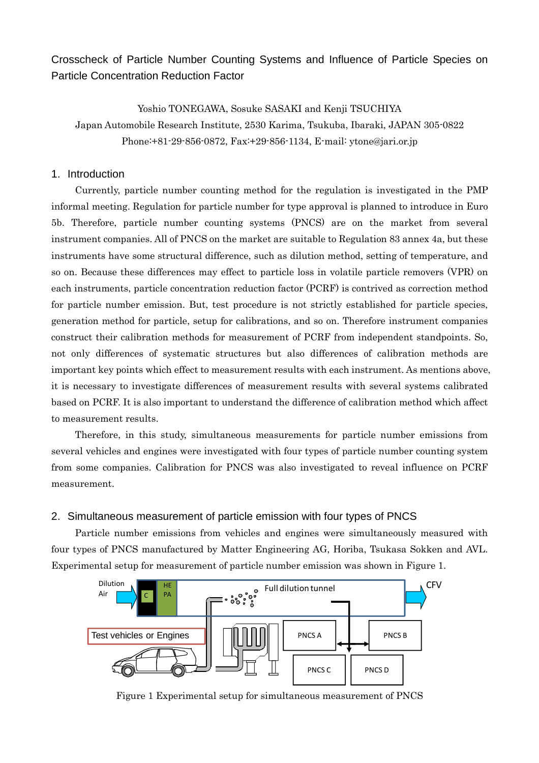Crosscheck of Particle Number Counting Systems and Influence of Particle Species on Particle Concentration Reduction Factor

Yoshio TONEGAWA, Sosuke SASAKI and Kenji TSUCHIYA

Japan Automobile Research Institute, 2530 Karima, Tsukuba, Ibaraki, JAPAN 305-0822

Phone:+81-29-856-0872, Fax:+29-856-1134, E-mail: ytone@jari.or.jp

## 1. Introduction

Currently, particle number counting method for the regulation is investigated in the PMP informal meeting. Regulation for particle number for type approval is planned to introduce in Euro 5b. Therefore, particle number counting systems (PNCS) are on the market from several instrument companies. All of PNCS on the market are suitable to Regulation 83 annex 4a, but these instruments have some structural difference, such as dilution method, setting of temperature, and so on. Because these differences may effect to particle loss in volatile particle removers (VPR) on each instruments, particle concentration reduction factor (PCRF) is contrived as correction method for particle number emission. But, test procedure is not strictly established for particle species, generation method for particle, setup for calibrations, and so on. Therefore instrument companies construct their calibration methods for measurement of PCRF from independent standpoints. So, not only differences of systematic structures but also differences of calibration methods are important key points which effect to measurement results with each instrument. As mentions above, it is necessary to investigate differences of measurement results with several systems calibrated based on PCRF. It is also important to understand the difference of calibration method which affect to measurement results.

Therefore, in this study, simultaneous measurements for particle number emissions from several vehicles and engines were investigated with four types of particle number counting system from some companies. Calibration for PNCS was also investigated to reveal influence on PCRF measurement.

## 2. Simultaneous measurement of particle emission with four types of PNCS

Particle number emissions from vehicles and engines were simultaneously measured with four types of PNCS manufactured by Matter Engineering AG, Horiba, Tsukasa Sokken and AVL. Experimental setup for measurement of particle number emission was shown in Figure 1.

Figure 1 Experimental setup for simultaneous measurement of PNCS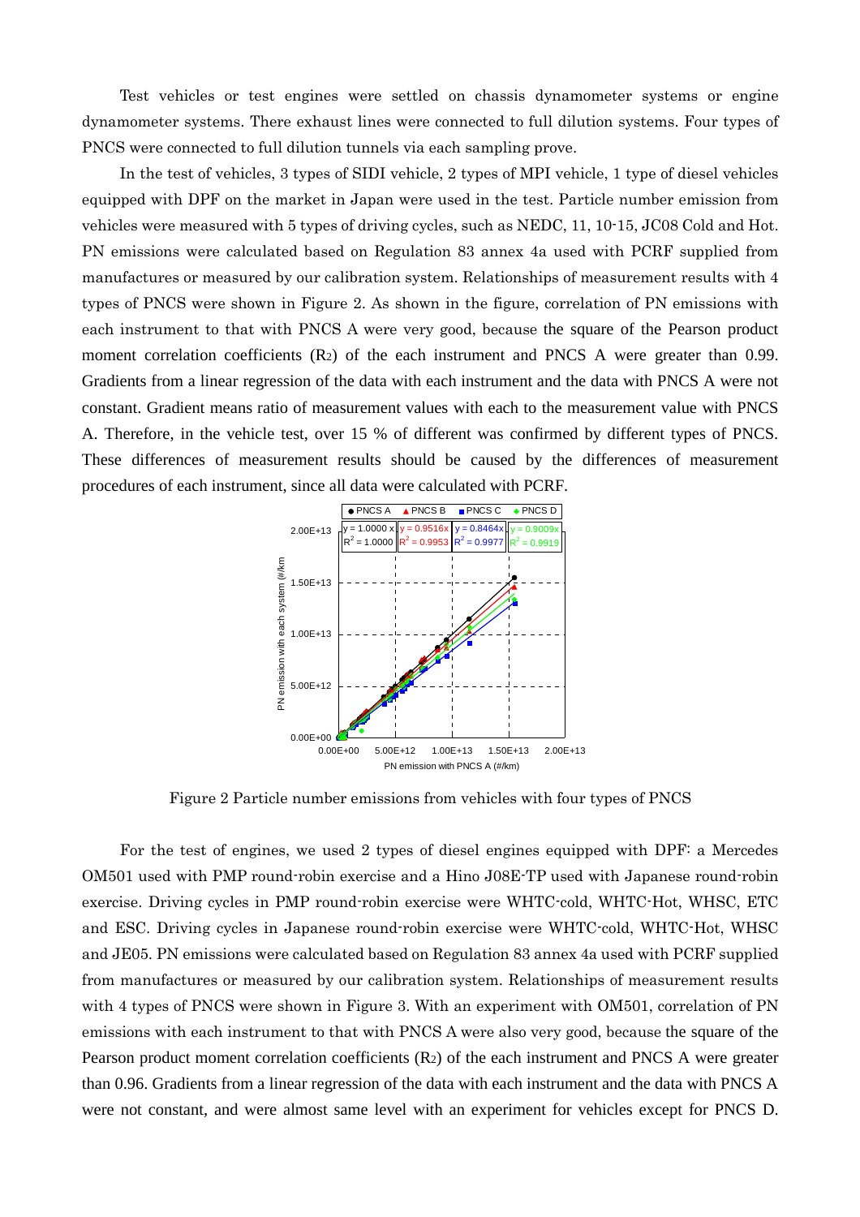Test vehicles or test engines were settled on chassis dynamometer systems or engine dynamometer systems. There exhaust lines were connected to full dilution systems. Four types of PNCS were connected to full dilution tunnels via each sampling prove.

In the test of vehicles, 3 types of SIDI vehicle, 2 types of MPI vehicle, 1 type of diesel vehicles equipped with DPF on the market in Japan were used in the test. Particle number emission from vehicles were measured with 5 types of driving cycles, such as NEDC, 11, 10-15, JC08 Cold and Hot. PN emissions were calculated based on Regulation 83 annex 4a used with PCRF supplied from manufactures or measured by our calibration system. Relationships of measurement results with 4 types of PNCS were shown in Figure 2. As shown in the figure, correlation of PN emissions with each instrument to that with PNCS A were very good, because the square of the Pearson product moment correlation coefficients ($R_2$) of the each instrument and PNCS A were greater than 0.99. Gradients from a linear regression of the data with each instrument and the data with PNCS A were not constant. Gradient means ratio of measurement values with each to the measurement value with PNCS A. Therefore, in the vehicle test, over 15 % of different was confirmed by different types of PNCS. These differences of measurement results should be caused by the differences of measurement procedures of each instrument, since all data were calculated with PCRF.

Figure 2 Particle number emissions from vehicles with four types of PNCS

For the test of engines, we used 2 types of diesel engines equipped with DPF: a Mercedes OM501 used with PMP round-robin exercise and a Hino J08E-TP used with Japanese round-robin exercise. Driving cycles in PMP round-robin exercise were WHTC-cold, WHTC-Hot, WHSC, ETC and ESC. Driving cycles in Japanese round-robin exercise were WHTC-cold, WHTC-Hot, WHSC and JE05. PN emissions were calculated based on Regulation 83 annex 4a used with PCRF supplied from manufactures or measured by our calibration system. Relationships of measurement results with 4 types of PNCS were shown in Figure 3. With an experiment with OM501, correlation of PN emissions with each instrument to that with PNCS A were also very good, because the square of the Pearson product moment correlation coefficients ($R_2$) of the each instrument and PNCS A were greater than 0.96. Gradients from a linear regression of the data with each instrument and the data with PNCS A were not constant, and were almost same level with an experiment for vehicles except for PNCS D.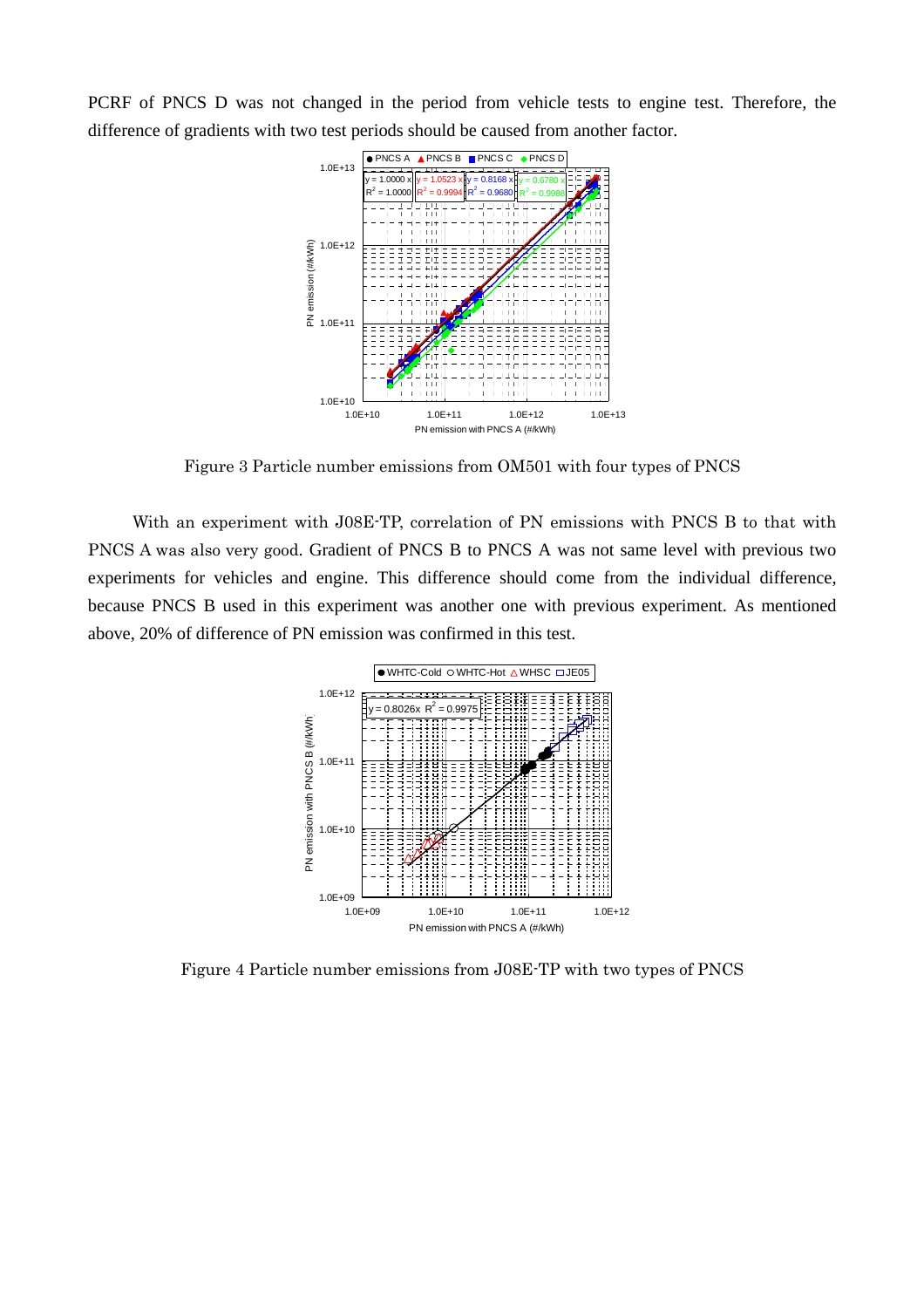PCRF of PNCS D was not changed in the period from vehicle tests to engine test. Therefore, the difference of gradients with two test periods should be caused from another factor.

Figure 3 Particle number emissions from OM501 with four types of PNCS

With an experiment with J08E-TP, correlation of PN emissions with PNCS B to that with PNCS A was also very good. Gradient of PNCS B to PNCS A was not same level with previous two experiments for vehicles and engine. This difference should come from the individual difference, because PNCS B used in this experiment was another one with previous experiment. As mentioned above, 20% of difference of PN emission was confirmed in this test.

Figure 4 Particle number emissions from J08E-TP with two types of PNCS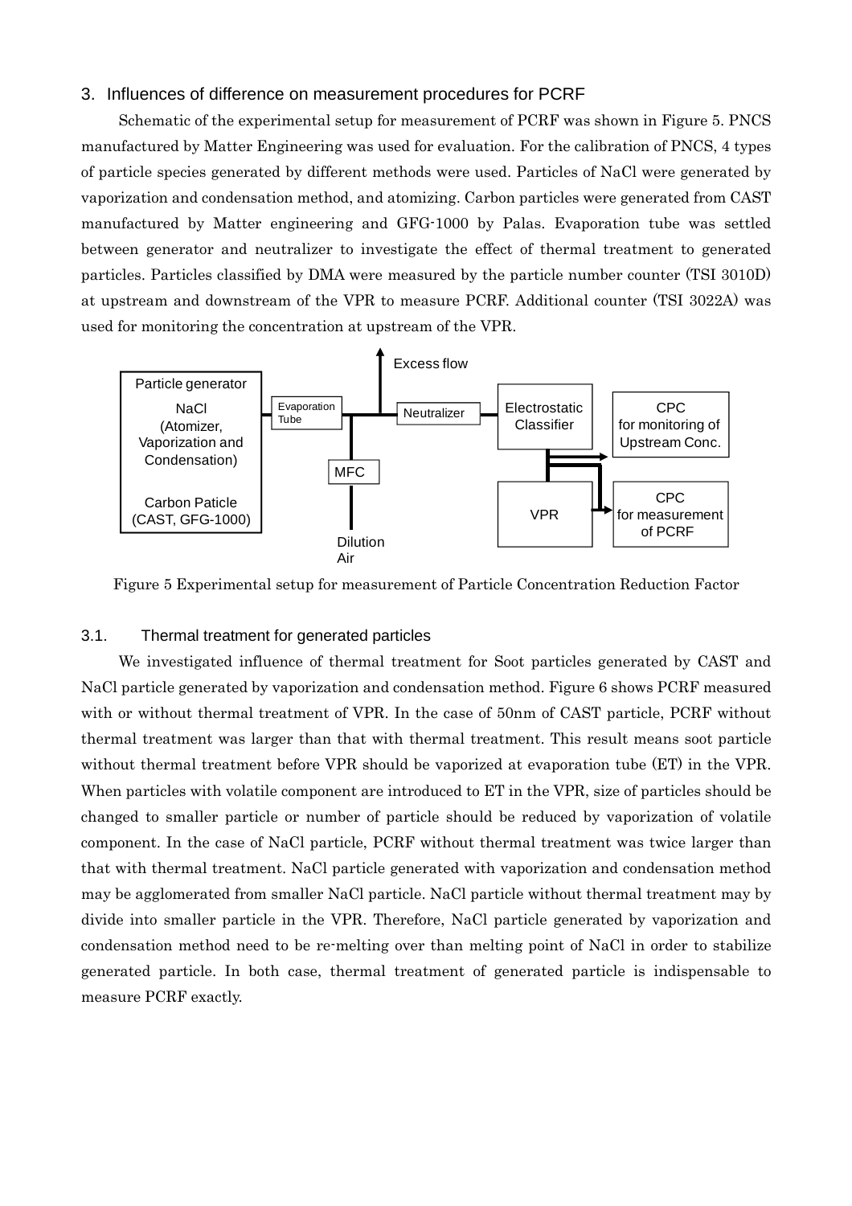## 3. Influences of difference on measurement procedures for PCRF

Schematic of the experimental setup for measurement of PCRF was shown in Figure 5. PNCS manufactured by Matter Engineering was used for evaluation. For the calibration of PNCS, 4 types of particle species generated by different methods were used. Particles of NaCl were generated by vaporization and condensation method, and atomizing. Carbon particles were generated from CAST manufactured by Matter engineering and GFG-1000 by Palas. Evaporation tube was settled between generator and neutralizer to investigate the effect of thermal treatment to generated particles. Particles classified by DMA were measured by the particle number counter (TSI 3010D) at upstream and downstream of the VPR to measure PCRF. Additional counter (TSI 3022A) was used for monitoring the concentration at upstream of the VPR.

Particle generator NaCl (Atomizer, Vaporization and Condensation) Carbon Paticle (CAST, GFG-1000) Evaporation Tube Excess flow MFC Dilution Air Neutralizer Electrostatic Classifier VPR CPC for monitoring of Upstream Conc. CPC for measurement of PCRF

Figure 5 Experimental setup for measurement of Particle Concentration Reduction Factor

### 3.1. Thermal treatment for generated particles

We investigated influence of thermal treatment for Soot particles generated by CAST and NaCl particle generated by vaporization and condensation method. Figure 6 shows PCRF measured with or without thermal treatment of VPR. In the case of 50nm of CAST particle, PCRF without thermal treatment was larger than that with thermal treatment. This result means soot particle without thermal treatment before VPR should be vaporized at evaporation tube (ET) in the VPR. When particles with volatile component are introduced to ET in the VPR, size of particles should be changed to smaller particle or number of particle should be reduced by vaporization of volatile component. In the case of NaCl particle, PCRF without thermal treatment was twice larger than that with thermal treatment. NaCl particle generated with vaporization and condensation method may be agglomerated from smaller NaCl particle. NaCl particle without thermal treatment may by divide into smaller particle in the VPR. Therefore, NaCl particle generated by vaporization and condensation method need to be re-melting over than melting point of NaCl in order to stabilize generated particle. In both case, thermal treatment of generated particle is indispensable to measure PCRF exactly.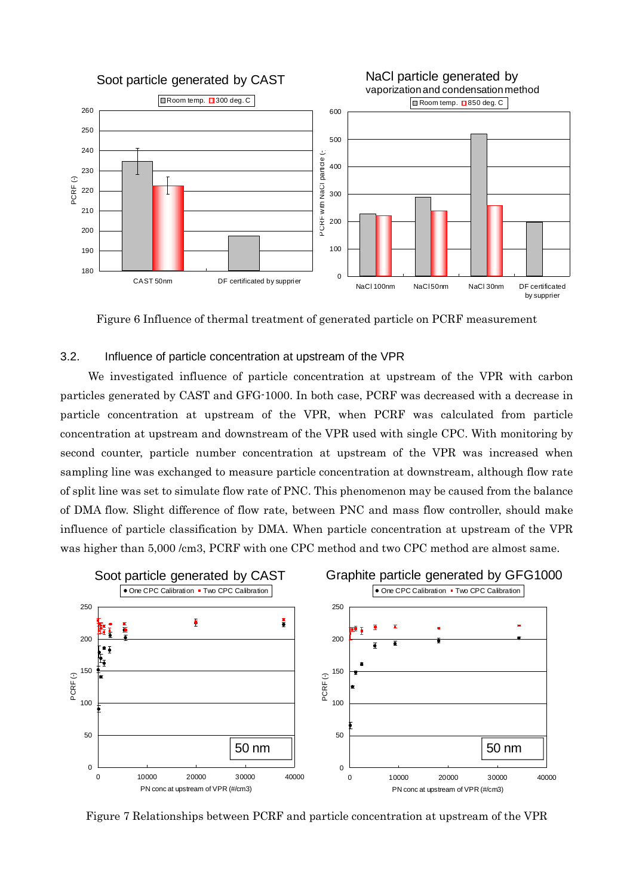Figure 6 Influence of thermal treatment of generated particle on PCRF measurement

## 3.2. Influence of particle concentration at upstream of the VPR

We investigated influence of particle concentration at upstream of the VPR with carbon particles generated by CAST and GFG-1000. In both case, PCRF was decreased with a decrease in particle concentration at upstream of the VPR, when PCRF was calculated from particle concentration at upstream and downstream of the VPR used with single CPC. With monitoring by second counter, particle number concentration at upstream of the VPR was increased when sampling line was exchanged to measure particle concentration at downstream, although flow rate of split line was set to simulate flow rate of PNC. This phenomenon may be caused from the balance of DMA flow. Slight difference of flow rate, between PNC and mass flow controller, should make influence of particle classification by DMA. When particle concentration at upstream of the VPR was higher than 5,000 /cm3, PCRF with one CPC method and two CPC method are almost same.

Figure 7 Relationships between PCRF and particle concentration at upstream of the VPR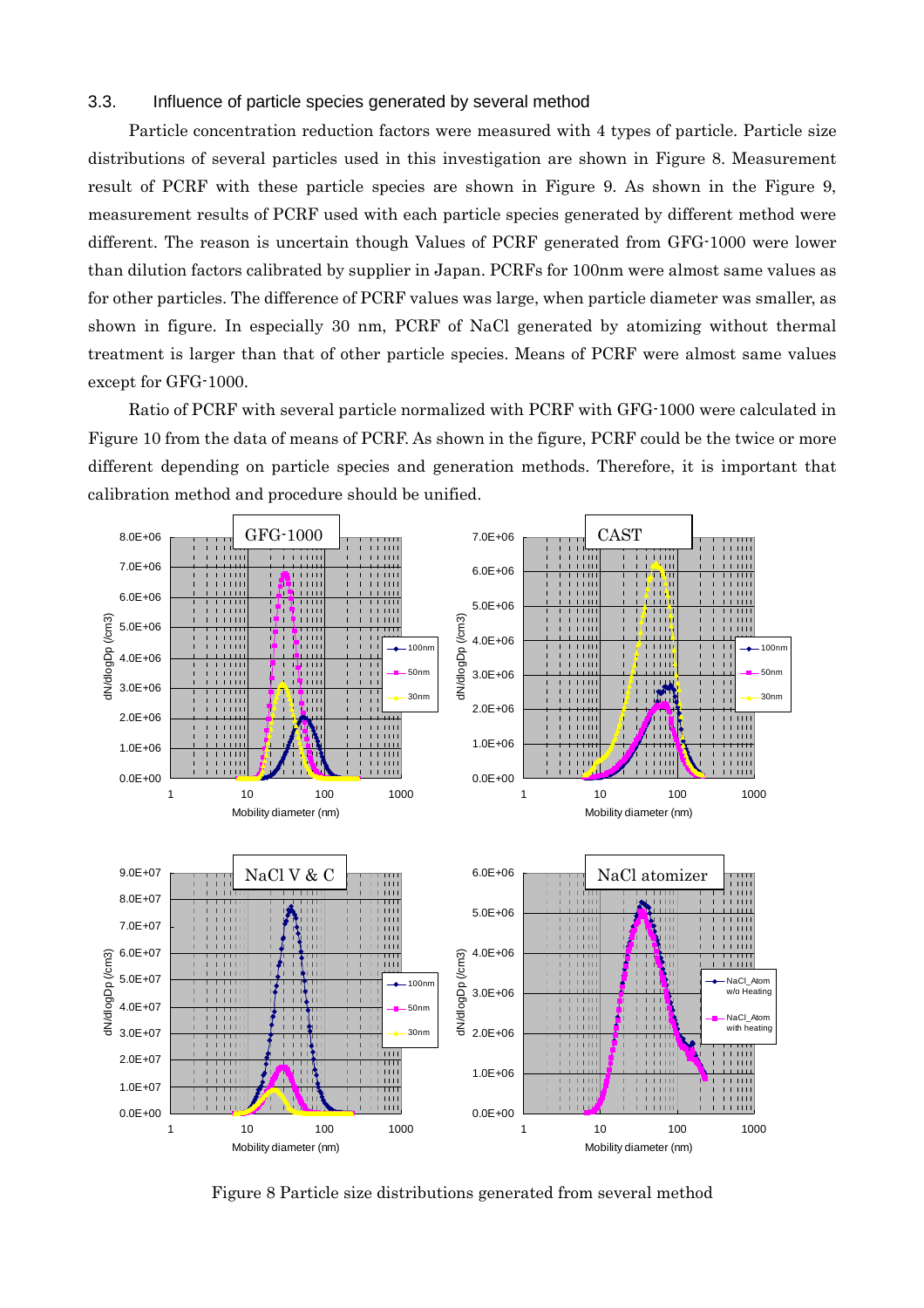### 3.3. Influence of particle species generated by several method

Particle concentration reduction factors were measured with 4 types of particle. Particle size distributions of several particles used in this investigation are shown in Figure 8. Measurement result of PCRF with these particle species are shown in Figure 9. As shown in the Figure 9, measurement results of PCRF used with each particle species generated by different method were different. The reason is uncertain though Values of PCRF generated from GFG-1000 were lower than dilution factors calibrated by supplier in Japan. PCRFs for 100nm were almost same values as for other particles. The difference of PCRF values was large, when particle diameter was smaller, as shown in figure. In especially 30 nm, PCRF of NaCl generated by atomizing without thermal treatment is larger than that of other particle species. Means of PCRF were almost same values except for GFG-1000.

Ratio of PCRF with several particle normalized with PCRF with GFG-1000 were calculated in Figure 10 from the data of means of PCRF. As shown in the figure, PCRF could be the twice or more different depending on particle species and generation methods. Therefore, it is important that calibration method and procedure should be unified.

Figure 8 Particle size distributions generated from several method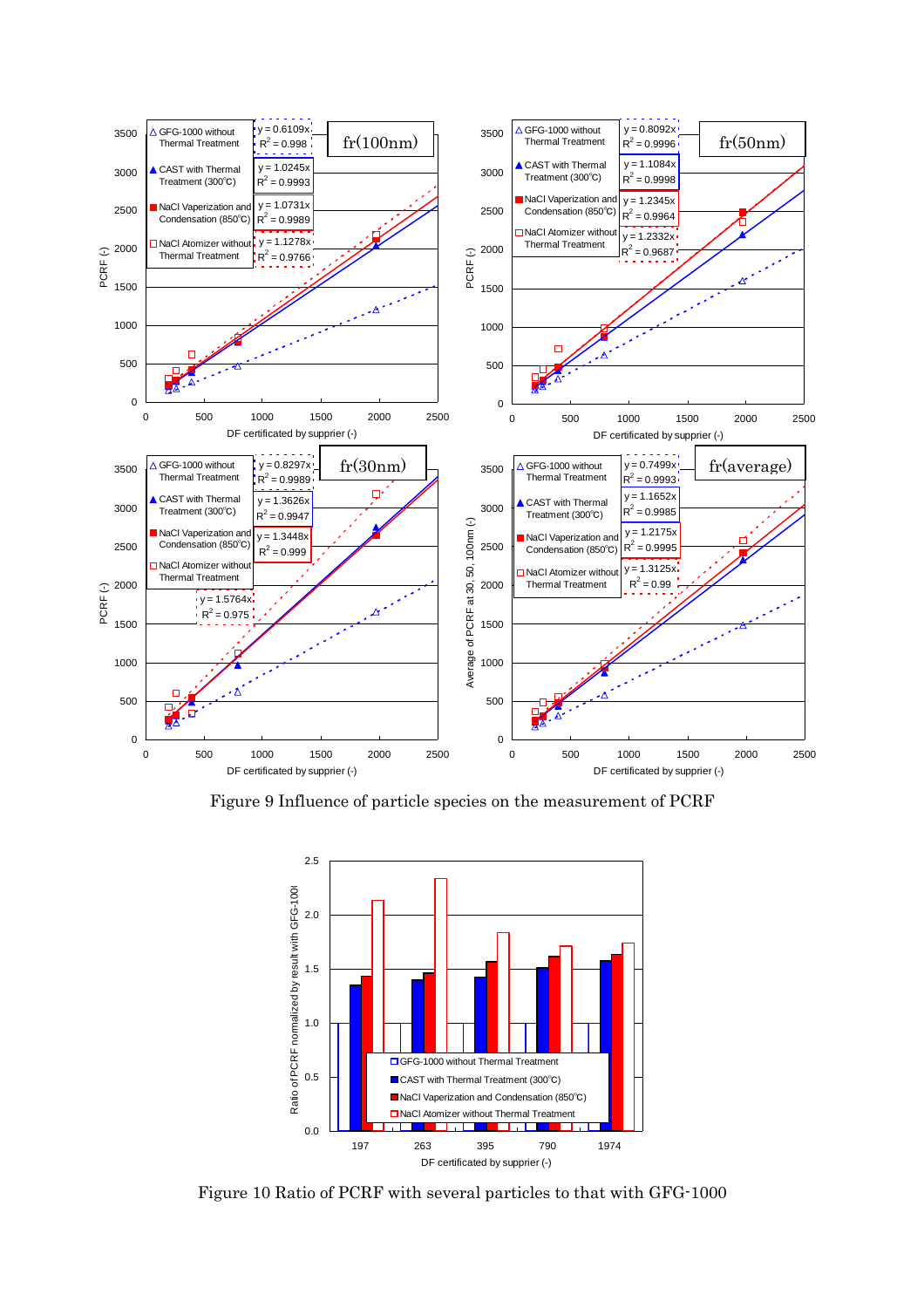Figure 9 Influence of particle species on the measurement of PCRF

Figure 10 Ratio of PCRF with several particles to that with GFG-1000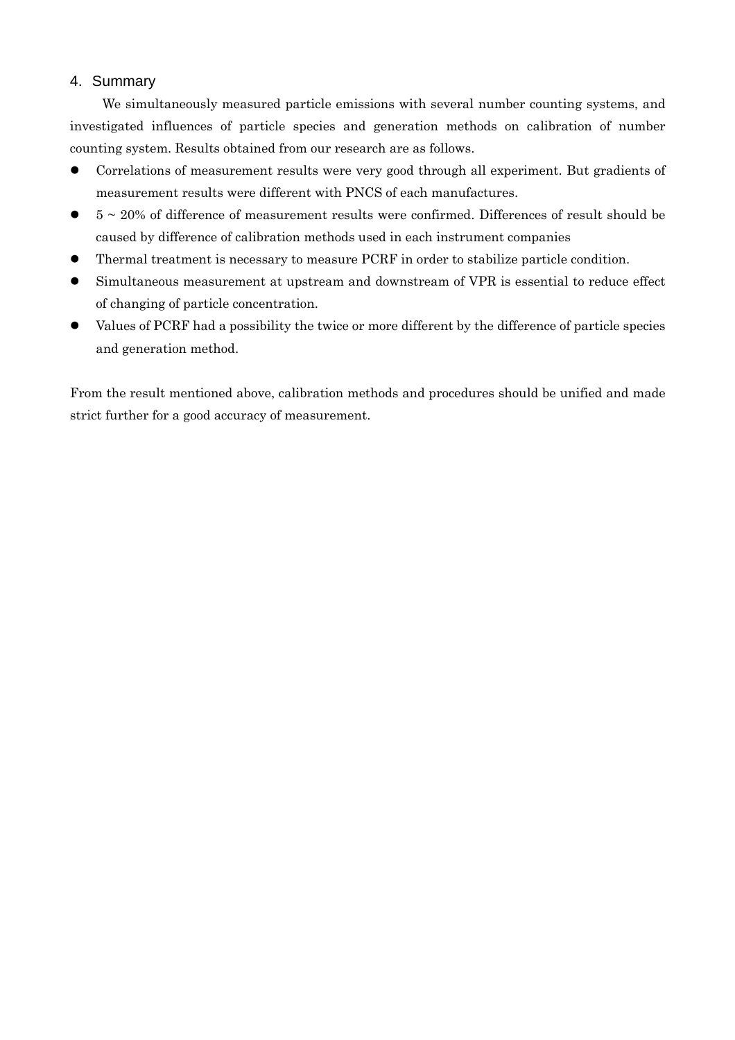## 4. Summary

We simultaneously measured particle emissions with several number counting systems, and investigated influences of particle species and generation methods on calibration of number counting system. Results obtained from our research are as follows.

- Correlations of measurement results were very good through all experiment. But gradients of measurement results were different with PNCS of each manufactures.
- 5 ~ 20% of difference of measurement results were confirmed. Differences of result should be caused by difference of calibration methods used in each instrument companies
- Thermal treatment is necessary to measure PCRF in order to stabilize particle condition.
- Simultaneous measurement at upstream and downstream of VPR is essential to reduce effect of changing of particle concentration.
- Values of PCRF had a possibility the twice or more different by the difference of particle species and generation method.

From the result mentioned above, calibration methods and procedures should be unified and made strict further for a good accuracy of measurement.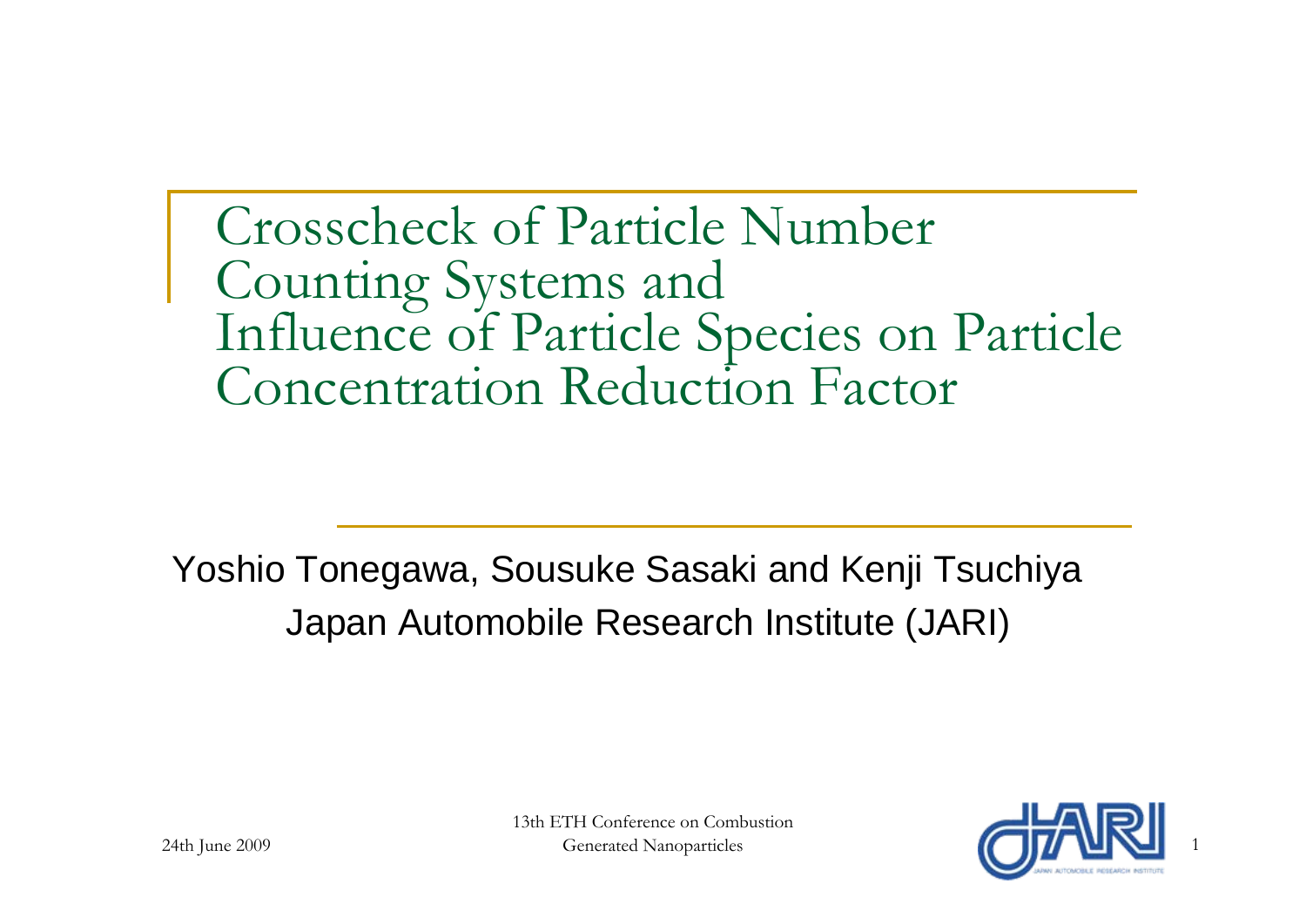# Crosscheck of Particle Number Counting Systems and Influence of Particle Species on Particle Concentration Reduction Factor

Yoshio Tonegawa, Sousuke Sasaki and Kenji Tsuchiya
Japan Automobile Research Institute (JARI)

24th June 2009

13th ETH Conference on Combustion Generated Nanoparticles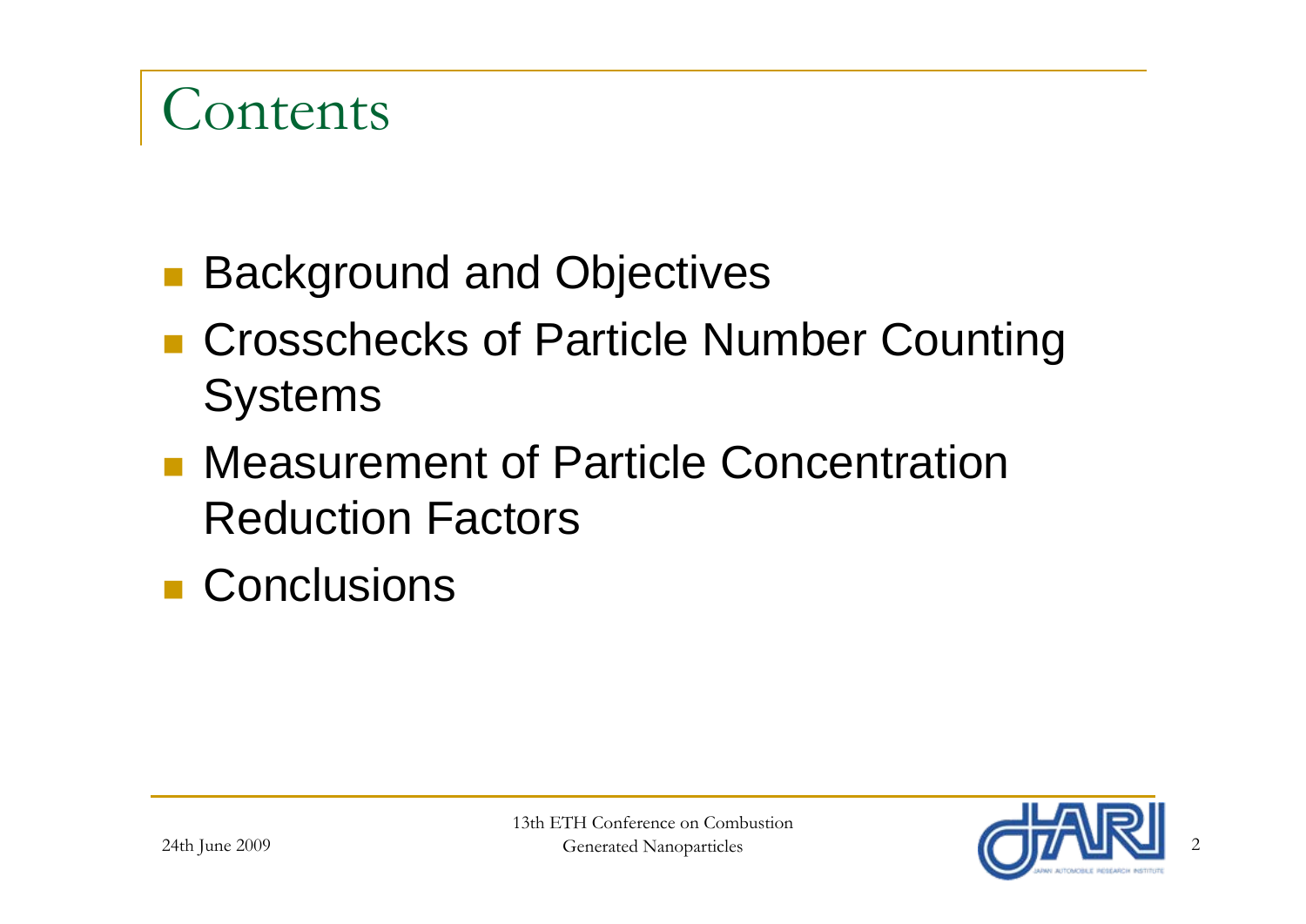# Contents

- Background and Objectives
- Crosschecks of Particle Number Counting Systems
- Measurement of Particle Concentration Reduction Factors
- Conclusions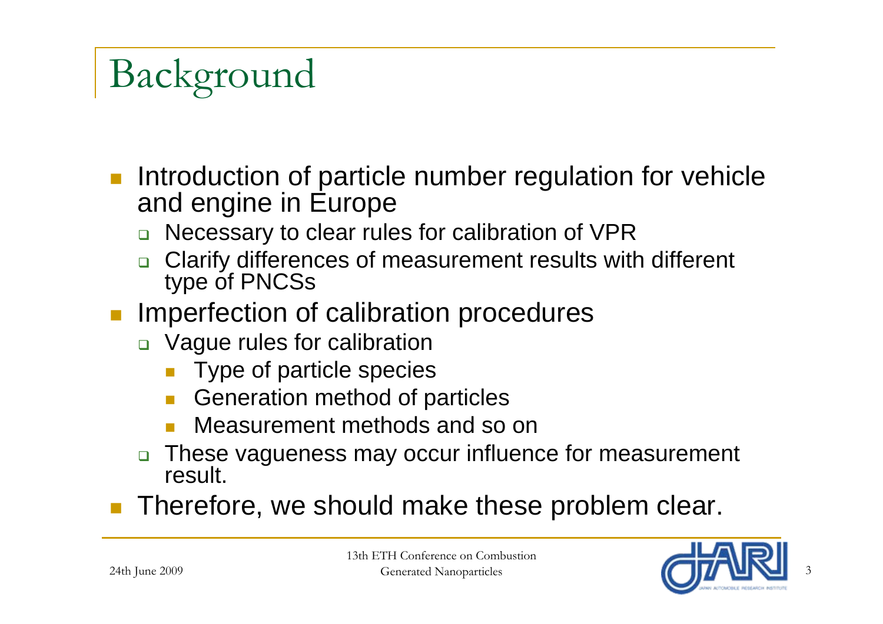# Background

- Introduction of particle number regulation for vehicle and engine in Europe
  - Necessary to clear rules for calibration of VPR
  - Clarify differences of measurement results with different type of PNCSs
- Imperfection of calibration procedures
  - Vague rules for calibration
    - Type of particle species
    - Generation method of particles
    - Measurement methods and so on
  - These vagueness may occur influence for measurement result.
- Therefore, we should make these problem clear.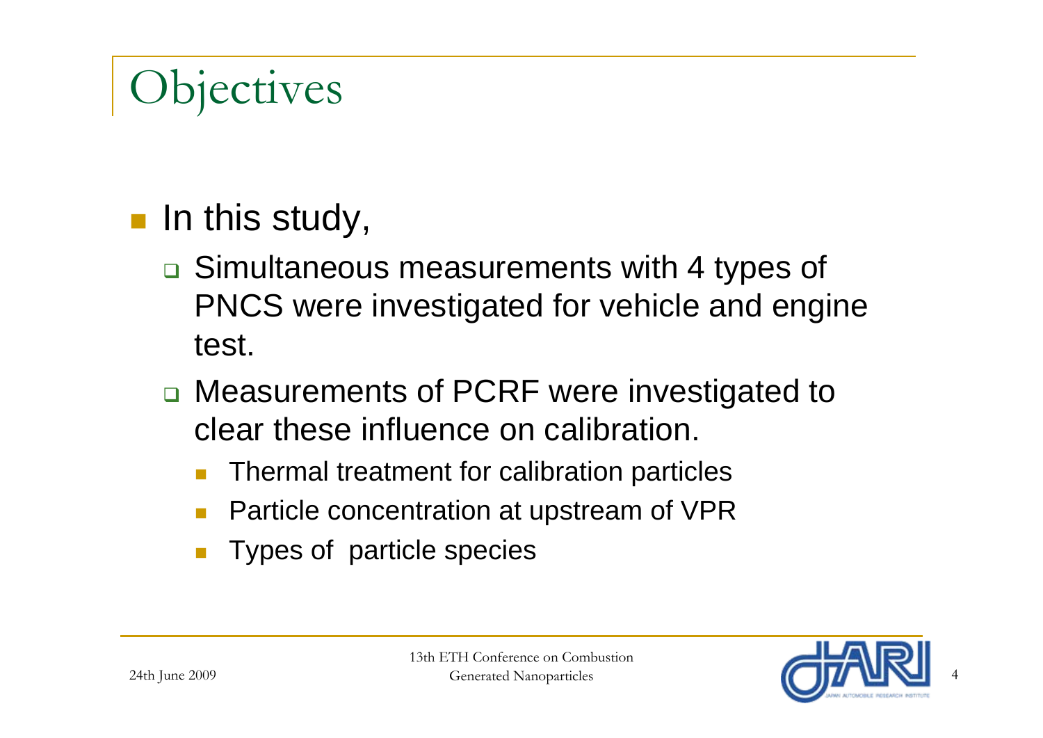# Objectives

- In this study,
  - Simultaneous measurements with 4 types of PNCS were investigated for vehicle and engine test.
  - Measurements of PCRF were investigated to clear these influence on calibration.
    - Thermal treatment for calibration particles
    - Particle concentration at upstream of VPR
    - Types of particle species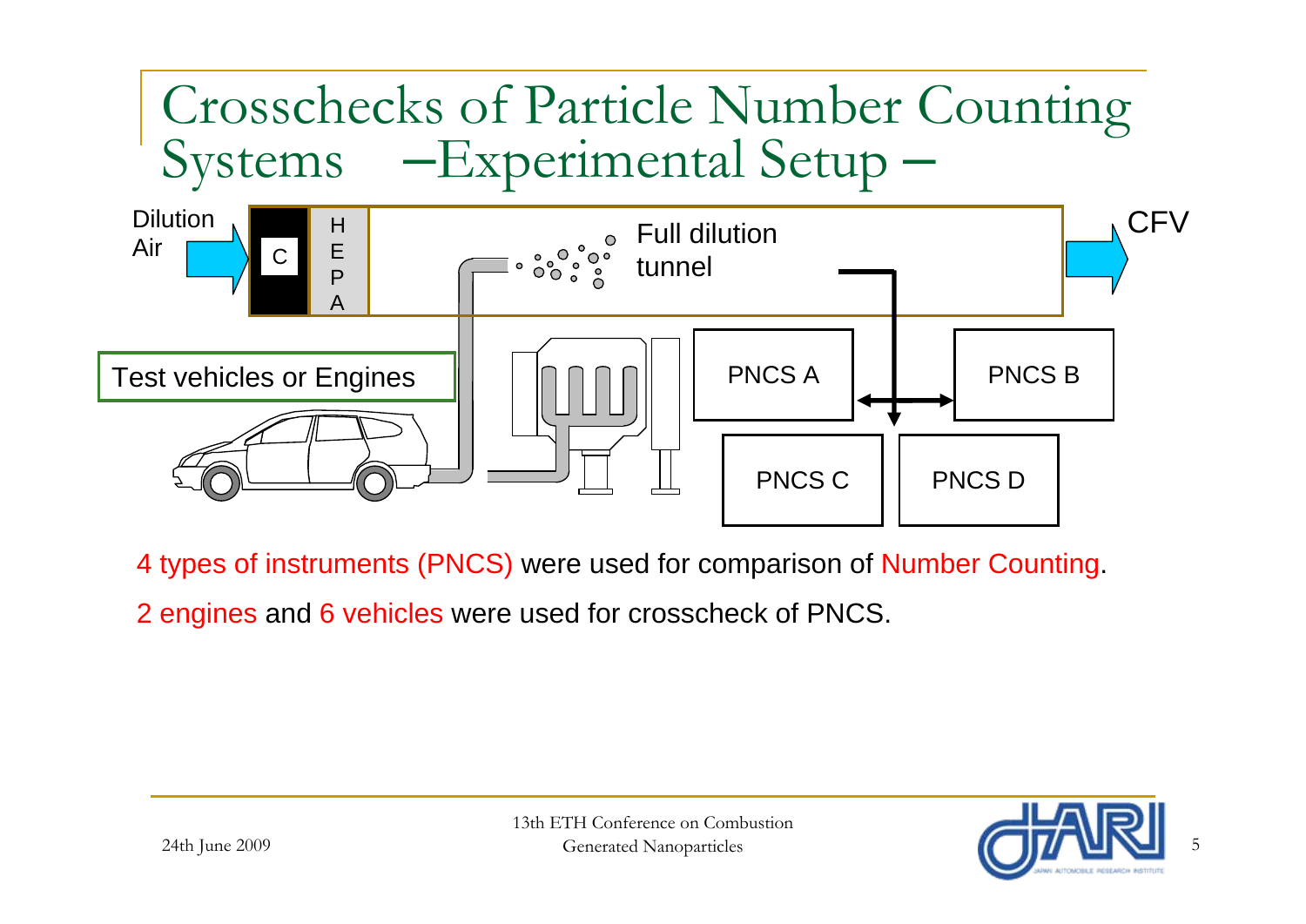# Crosschecks of Particle Number Counting Systems –Experimental Setup –

Dilution Air

C

HEPA

Full dilution tunnel

CFV

Test vehicles or Engines

PNCS A

PNCS B

PNCS C

PNCS D

4 types of instruments (PNCS) were used for comparison of Number Counting.

2 engines and 6 vehicles were used for crosscheck of PNCS.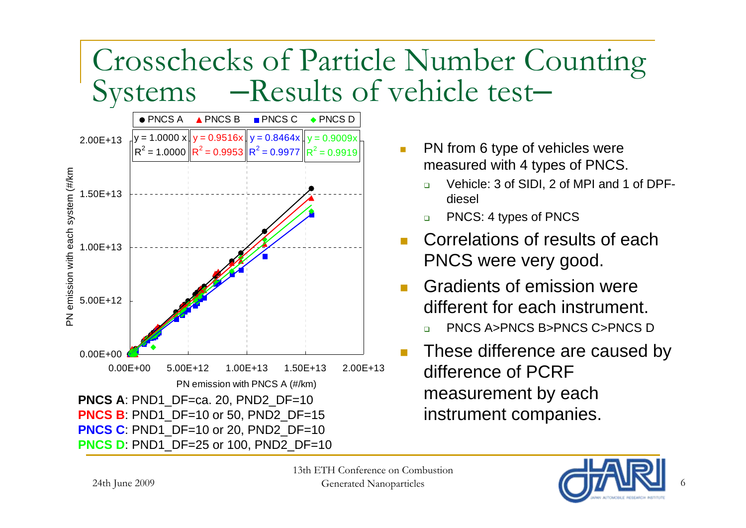# Crosschecks of Particle Number Counting Systems –Results of vehicle test–

● PNCS A ▲ PNCS B ■ PNCS C ◆ PNCS D

| PNCS A | PNCS B | PNCS C | PNCS D |
|---|---|---|---|
| $y = 1.0000x$ | $y = 0.9516x$ | $y = 0.8464x$ | $y = 0.9009x$ |
| $R^2 = 1.0000$ | $R^2 = 0.9953$ | $R^2 = 0.9977$ | $R^2 = 0.9919$ |

PN emission with each system (#/km)

PN emission with PNCS A (#/km)

**PNCS A**: PND1_DF=ca. 20, PND2_DF=10
**PNCS B**: PND1_DF=10 or 50, PND2_DF=15
**PNCS C**: PND1_DF=10 or 20, PND2_DF=10
**PNCS D**: PND1_DF=25 or 100, PND2_DF=10

- PN from 6 type of vehicles were measured with 4 types of PNCS.
  - Vehicle: 3 of SIDI, 2 of MPI and 1 of DPF-diesel
  - PNCS: 4 types of PNCS
- Correlations of results of each PNCS were very good.
- Gradients of emission were different for each instrument.
  - PNCS A>PNCS B>PNCS C>PNCS D
- These difference are caused by difference of PCRF measurement by each instrument companies.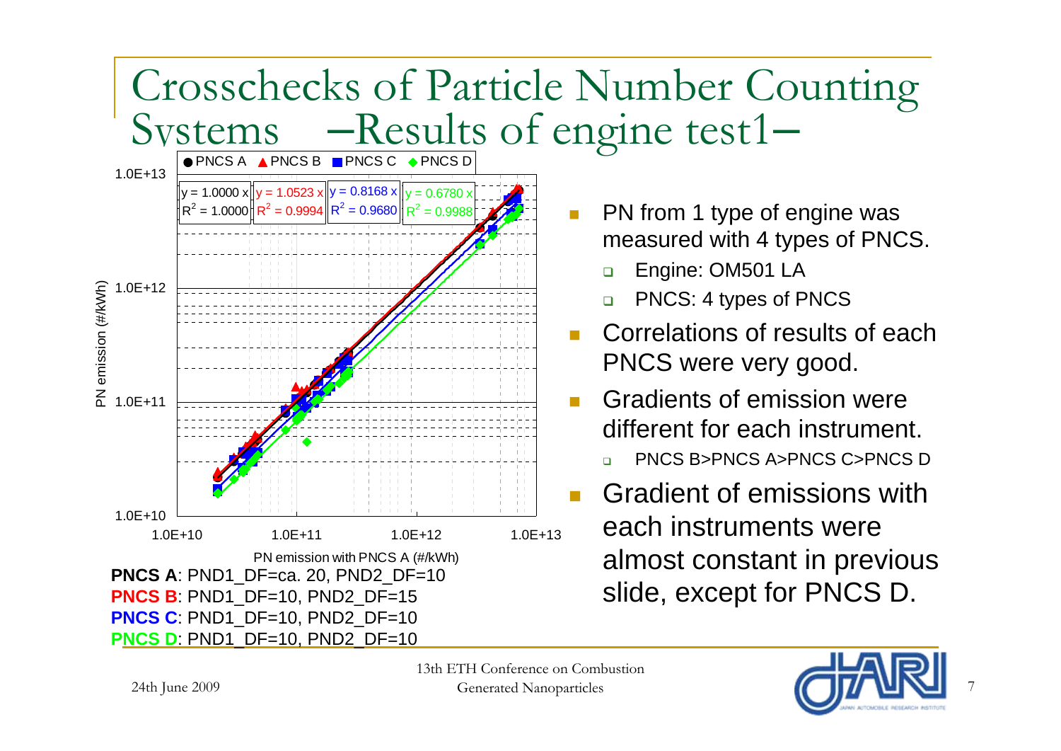# Crosschecks of Particle Number Counting Systems —Results of engine test1—

● PNCS A ▲ PNCS B ■ PNCS C ◆ PNCS D

| | PNCS A | PNCS B | PNCS C | PNCS D |
|---|---|---|---|---|
| Fit | y = 1.0000 x | y = 1.0523 x | y = 0.8168 x | y = 0.6780 x |
| $R^2$ | 1.0000 | 0.9994 | 0.9680 | 0.9988 |

Y-axis: PN emission (#/kWh) (1.0E+10 – 1.0E+13)

X-axis: PN emission with PNCS A (#/kWh) (1.0E+10 – 1.0E+13)

**PNCS A**: PND1_DF=ca. 20, PND2_DF=10

**PNCS B**: PND1_DF=10, PND2_DF=15

**PNCS C**: PND1_DF=10, PND2_DF=10

**PNCS D**: PND1_DF=10, PND2_DF=10

- PN from 1 type of engine was measured with 4 types of PNCS.
  - Engine: OM501 LA
  - PNCS: 4 types of PNCS
- Correlations of results of each PNCS were very good.
- Gradients of emission were different for each instrument.
  - PNCS B>PNCS A>PNCS C>PNCS D
- Gradient of emissions with each instruments were almost constant in previous slide, except for PNCS D.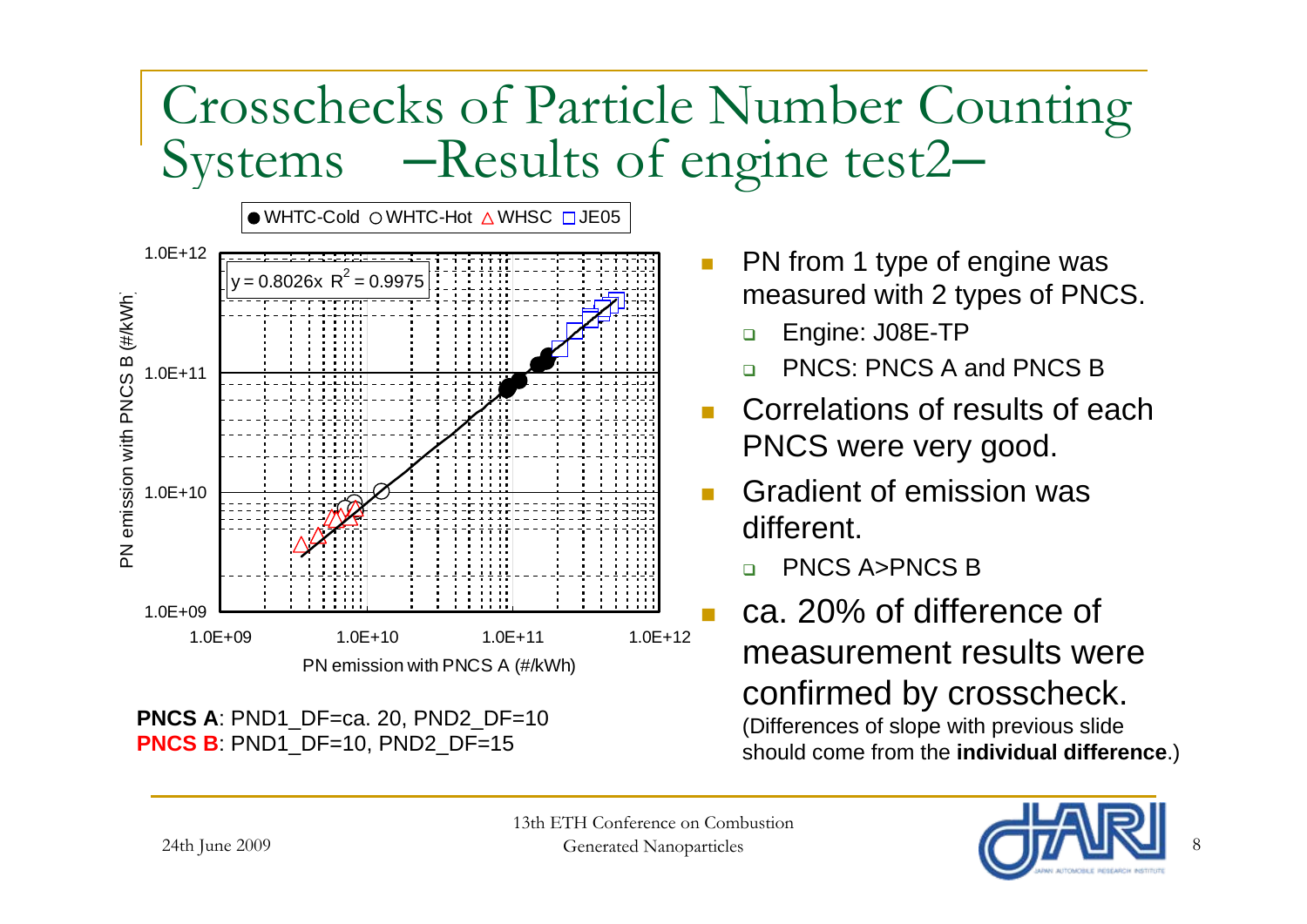# Crosschecks of Particle Number Counting Systems –Results of engine test2–

● WHTC-Cold ○ WHTC-Hot △ WHSC □ JE05

$y = 0.8026x$ $R^2 = 0.9975$

PN emission with PNCS B (#/kWh)

PN emission with PNCS A (#/kWh)

**PNCS A**: PND1_DF=ca. 20, PND2_DF=10
**PNCS B**: PND1_DF=10, PND2_DF=15

- PN from 1 type of engine was measured with 2 types of PNCS.
  - Engine: J08E-TP
  - PNCS: PNCS A and PNCS B
- Correlations of results of each PNCS were very good.
- Gradient of emission was different.
  - PNCS A>PNCS B
- ca. 20% of difference of measurement results were confirmed by crosscheck.
  (Differences of slope with previous slide should come from the **individual difference**.)

24th June 2009

13th ETH Conference on Combustion Generated Nanoparticles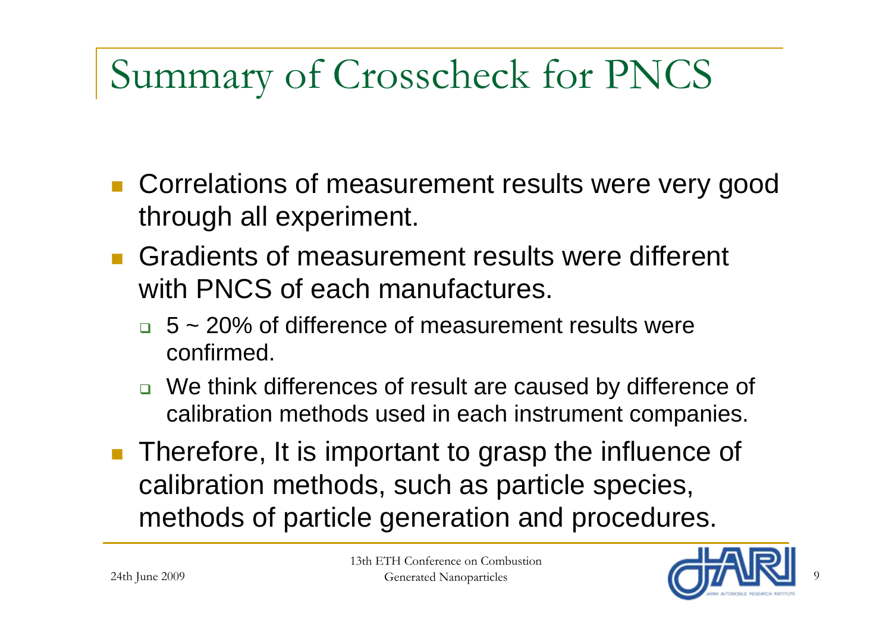# Summary of Crosscheck for PNCS

- Correlations of measurement results were very good through all experiment.
- Gradients of measurement results were different with PNCS of each manufactures.
  - 5 ~ 20% of difference of measurement results were confirmed.
  - We think differences of result are caused by difference of calibration methods used in each instrument companies.
- Therefore, It is important to grasp the influence of calibration methods, such as particle species, methods of particle generation and procedures.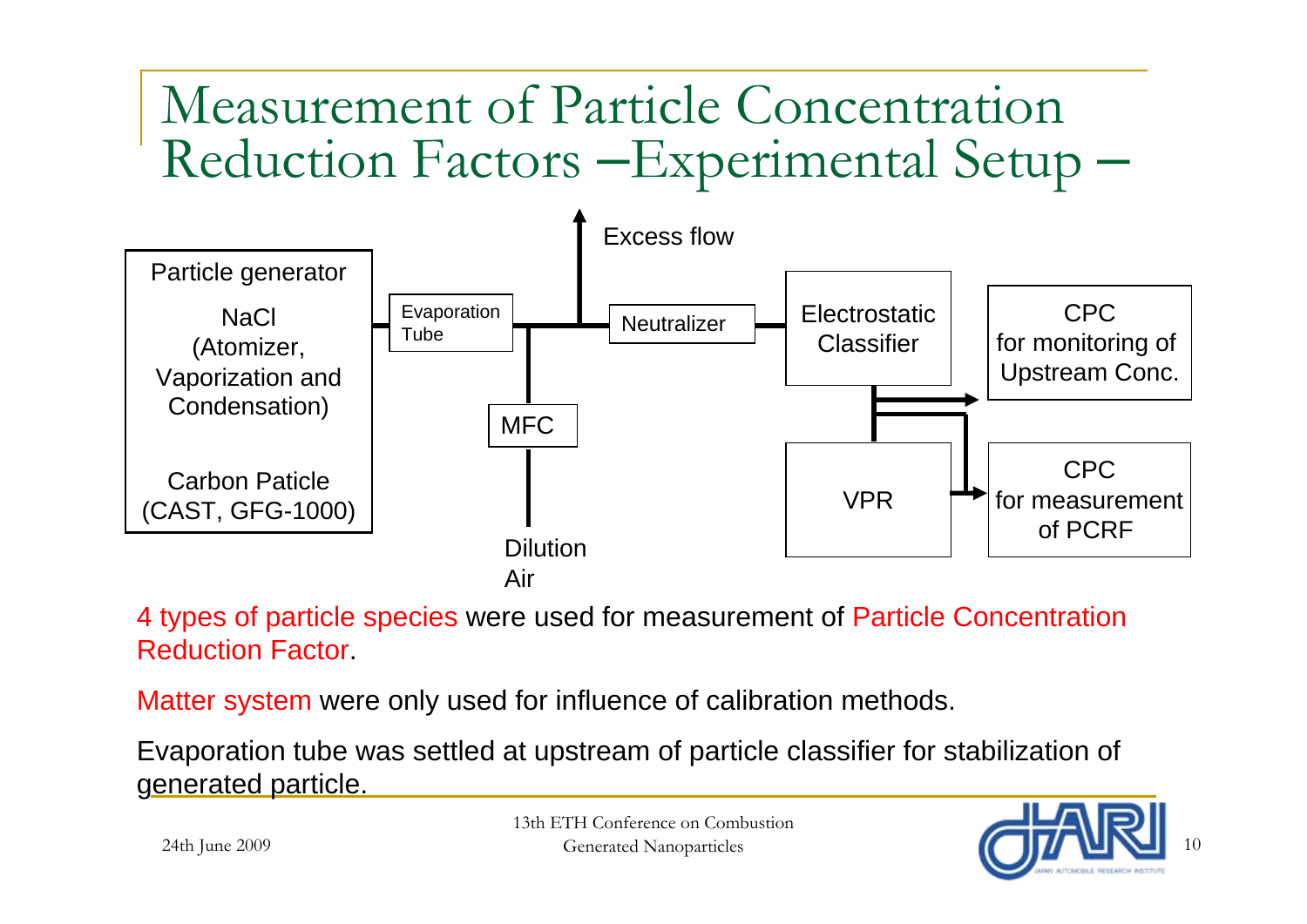# Measurement of Particle Concentration Reduction Factors –Experimental Setup –

Particle generator

NaCl (Atomizer, Vaporization and Condensation)

Carbon Paticle (CAST, GFG-1000)

Evaporation Tube

MFC

Dilution Air

Excess flow

Neutralizer

Electrostatic Classifier

VPR

CPC for monitoring of Upstream Conc.

CPC for measurement of PCRF

4 types of particle species were used for measurement of Particle Concentration Reduction Factor.

Matter system were only used for influence of calibration methods.

Evaporation tube was settled at upstream of particle classifier for stabilization of generated particle.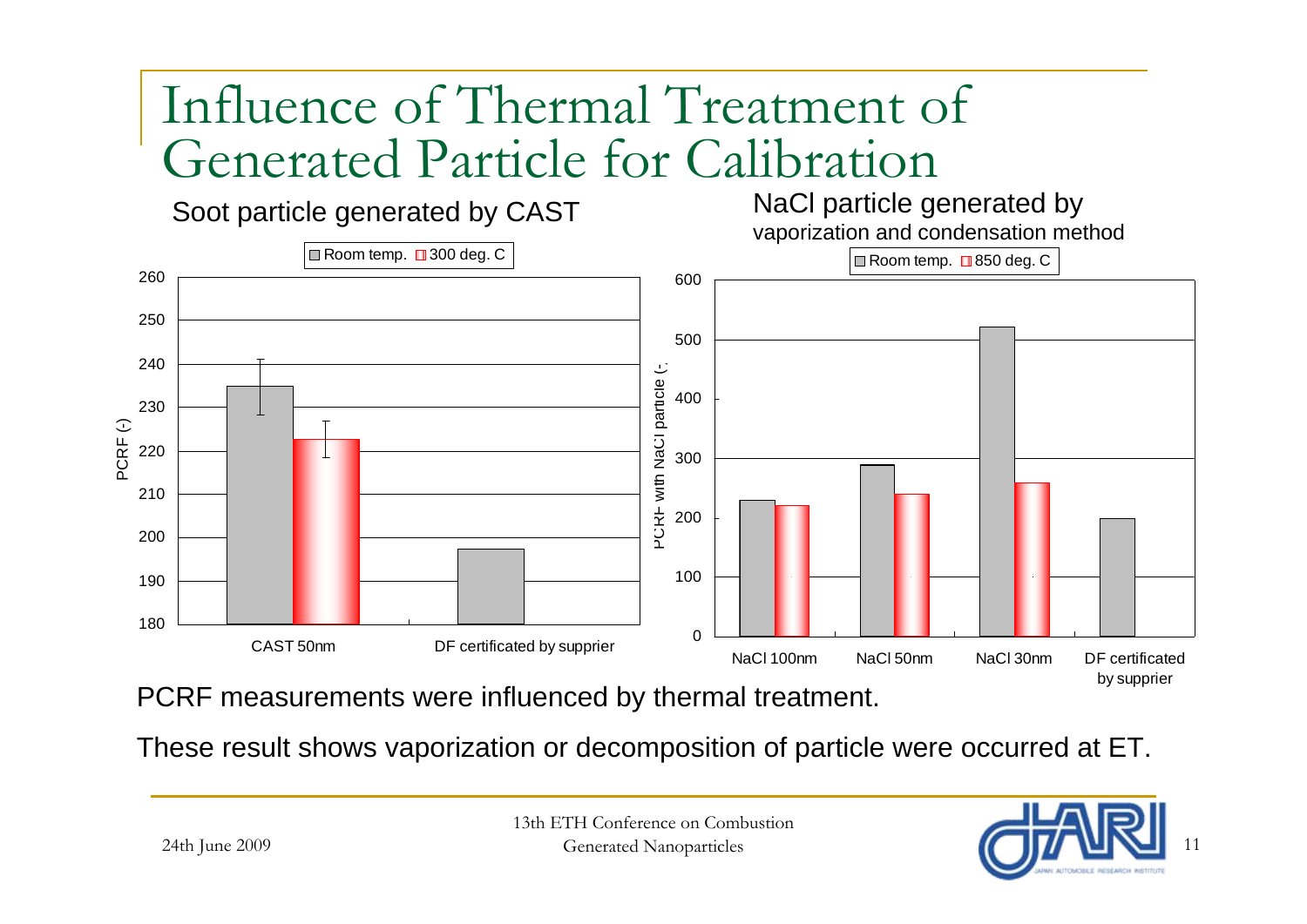# Influence of Thermal Treatment of Generated Particle for Calibration

**Soot particle generated by CAST**

Legend: Room temp. / 300 deg. C

| | Room temp. | 300 deg. C |
|---|---|---|
| CAST 50nm | ~235 | ~223 |
| DF certificated by supprier | ~197 | |

Y-axis: PCRF (-)

**NaCl particle generated by vaporization and condensation method**

Legend: Room temp. / 850 deg. C

| | Room temp. | 850 deg. C |
|---|---|---|
| NaCl 100nm | ~230 | ~220 |
| NaCl 50nm | ~288 | ~240 |
| NaCl 30nm | ~520 | ~258 |
| DF certificated by supprier | ~198 | |

Y-axis: PCRF with NaCl particle (-)

PCRF measurements were influenced by thermal treatment.

These result shows vaporization or decomposition of particle were occurred at ET.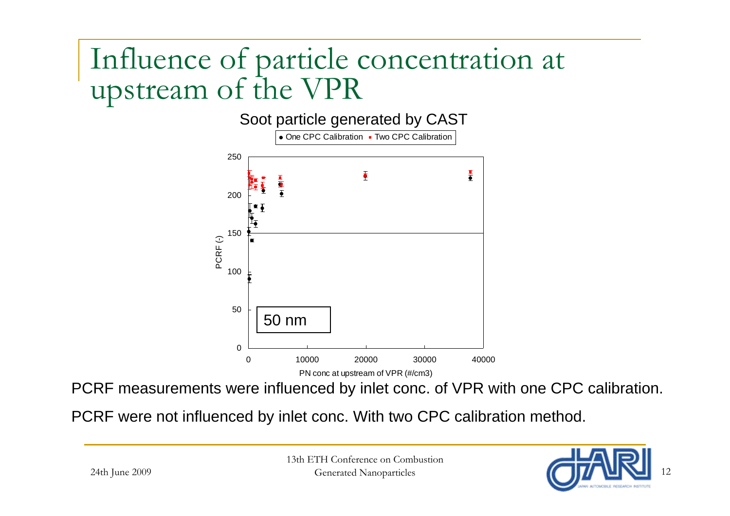# Influence of particle concentration at upstream of the VPR

Soot particle generated by CAST

PCRF measurements were influenced by inlet conc. of VPR with one CPC calibration.

PCRF were not influenced by inlet conc. With two CPC calibration method.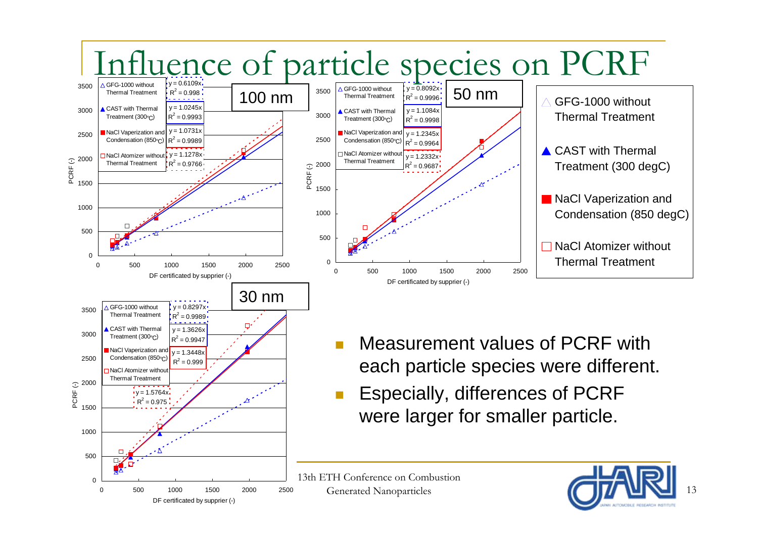# Influence of particle species on PCRF

**100 nm**

| Particle species | Fit | $R^2$ |
|---|---|---|
| GFG-1000 without Thermal Treatment | $y = 0.6109x$ | $R^2 = 0.998$ |
| CAST with Thermal Treatment (300°C) | $y = 1.0245x$ | $R^2 = 0.9993$ |
| NaCl Vaperization and Condensation (850°C) | $y = 1.0731x$ | $R^2 = 0.9989$ |
| NaCl Atomizer without Thermal Treatment | $y = 1.1278x$ | $R^2 = 0.9766$ |

**50 nm**

| Particle species | Fit | $R^2$ |
|---|---|---|
| GFG-1000 without Thermal Treatment | $y = 0.8092x$ | $R^2 = 0.9996$ |
| CAST with Thermal Treatment (300°C) | $y = 1.1084x$ | $R^2 = 0.9998$ |
| NaCl Vaperization and Condensation (850°C) | $y = 1.2345x$ | $R^2 = 0.9964$ |
| NaCl Atomizer without Thermal Treatment | $y = 1.2332x$ | $R^2 = 0.9687$ |

**30 nm**

| Particle species | Fit | $R^2$ |
|---|---|---|
| GFG-1000 without Thermal Treatment | $y = 0.8297x$ | $R^2 = 0.9989$ |
| CAST with Thermal Treatment (300°C) | $y = 1.3626x$ | $R^2 = 0.9947$ |
| NaCl Vaperization and Condensation (850°C) | $y = 1.3448x$ | $R^2 = 0.999$ |
| NaCl Atomizer without Thermal Treatment | $y = 1.5764x$ | $R^2 = 0.975$ |

Axes: PCRF (-) vs. DF certificated by supprier (-)

Legend:
- GFG-1000 without Thermal Treatment
- CAST with Thermal Treatment (300 degC)
- NaCl Vaperization and Condensation (850 degC)
- NaCl Atomizer without Thermal Treatment

- Measurement values of PCRF with each particle species were different.
- Especially, differences of PCRF were larger for smaller particle.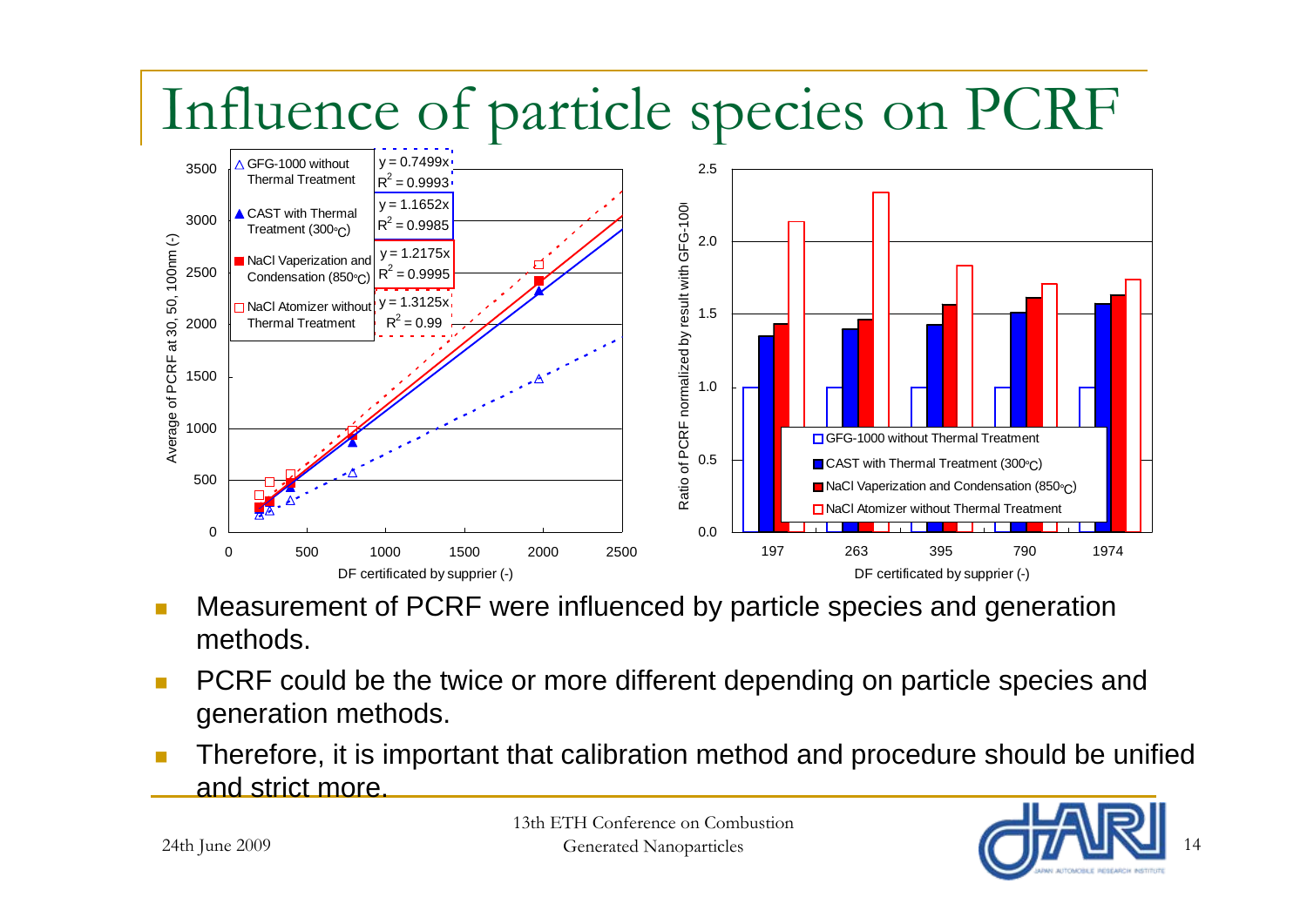# Influence of particle species on PCRF

- Measurement of PCRF were influenced by particle species and generation methods.
- PCRF could be the twice or more different depending on particle species and generation methods.
- Therefore, it is important that calibration method and procedure should be unified and strict more.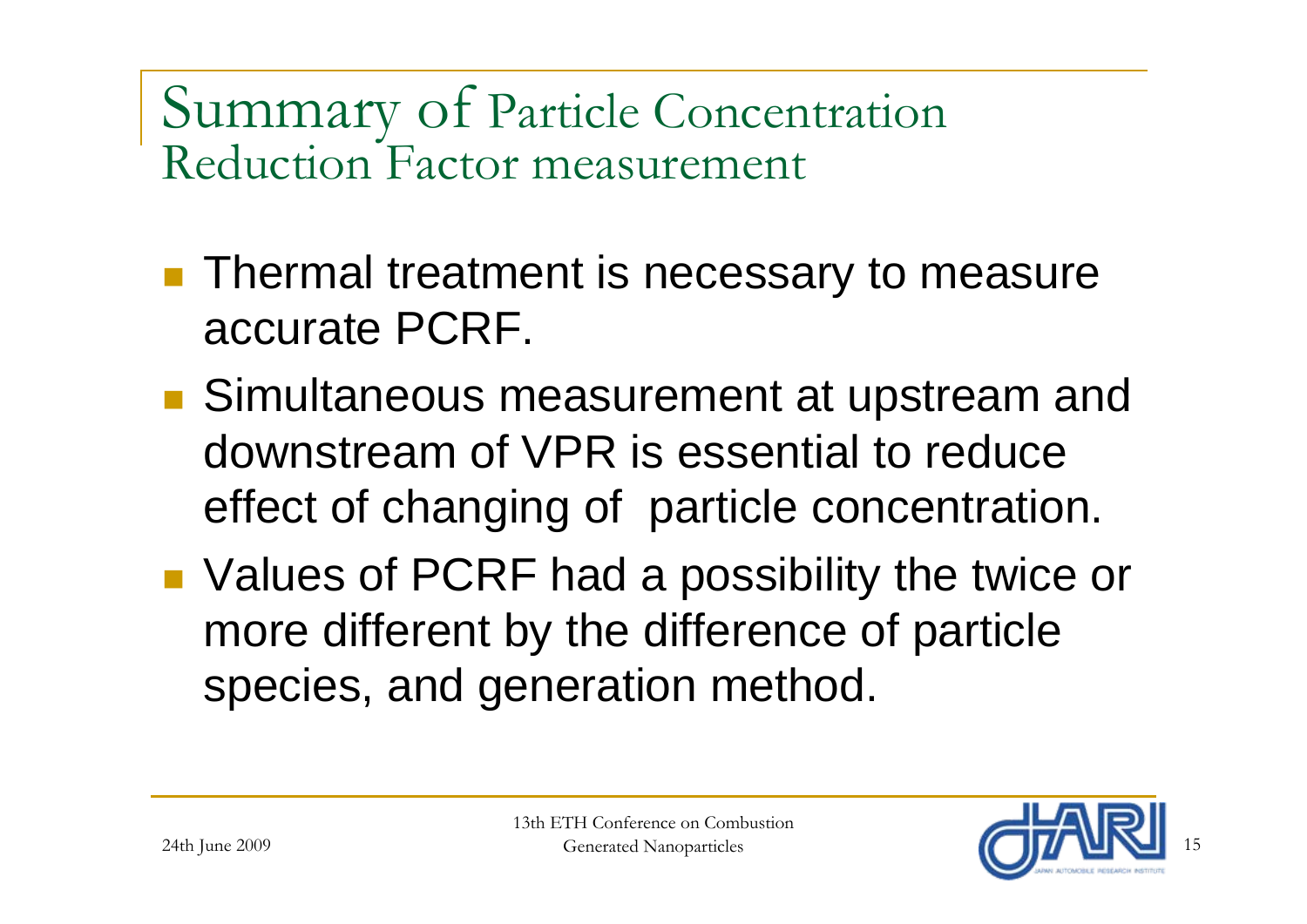# Summary of Particle Concentration Reduction Factor measurement

- Thermal treatment is necessary to measure accurate PCRF.
- Simultaneous measurement at upstream and downstream of VPR is essential to reduce effect of changing of particle concentration.
- Values of PCRF had a possibility the twice or more different by the difference of particle species, and generation method.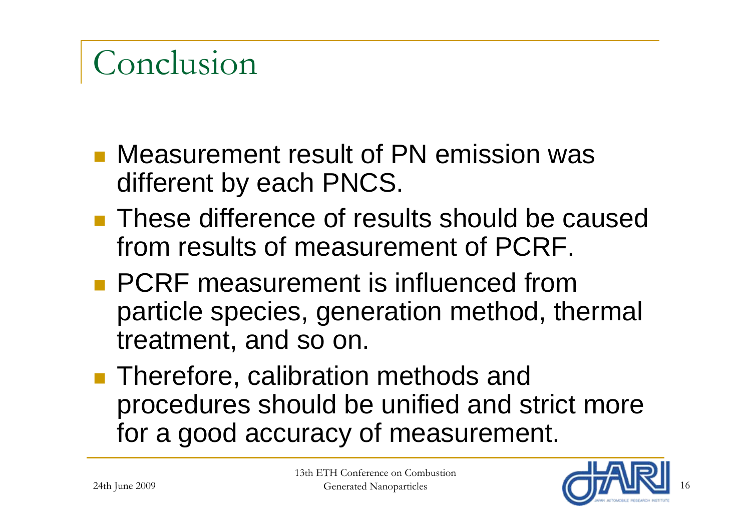# Conclusion

- Measurement result of PN emission was different by each PNCS.
- These difference of results should be caused from results of measurement of PCRF.
- PCRF measurement is influenced from particle species, generation method, thermal treatment, and so on.
- Therefore, calibration methods and procedures should be unified and strict more for a good accuracy of measurement.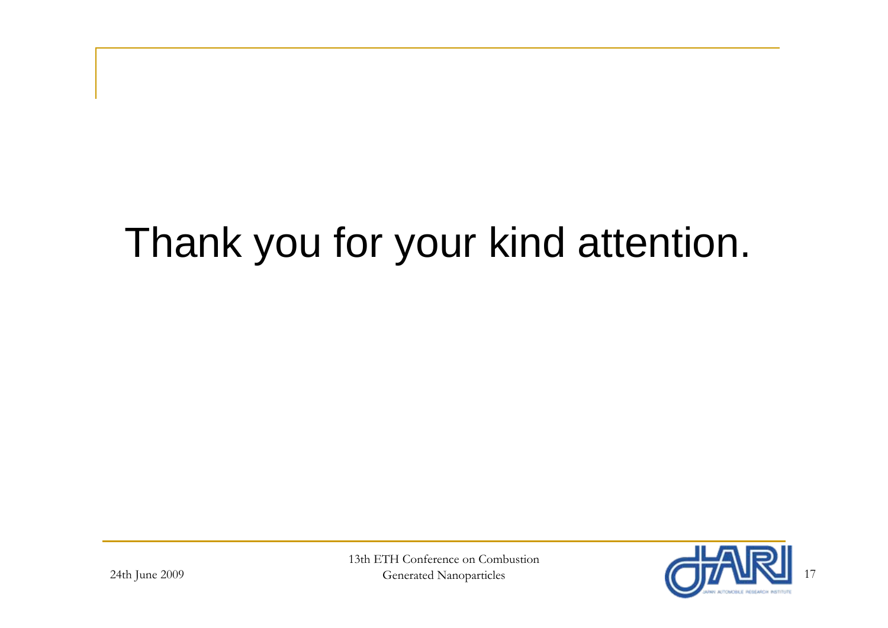Thank you for your kind attention.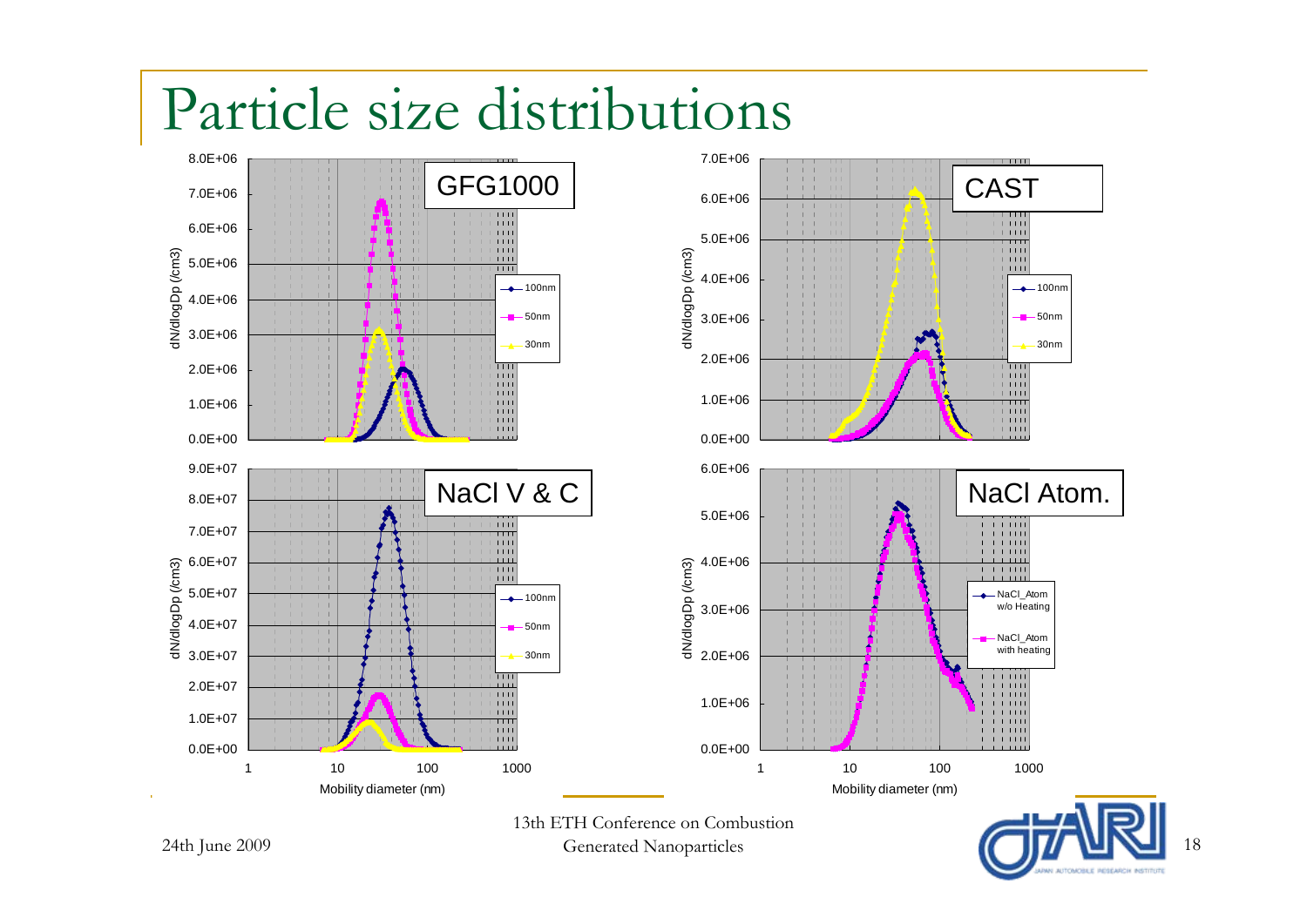# Particle size distributions

GFG1000

8.0E+06
7.0E+06
6.0E+06
5.0E+06
4.0E+06
3.0E+06
2.0E+06
1.0E+06
0.0E+00

dN/dlogDp (/cm3)

100nm
50nm
30nm

CAST

7.0E+06
6.0E+06
5.0E+06
4.0E+06
3.0E+06
2.0E+06
1.0E+06
0.0E+00

dN/dlogDp (/cm3)

100nm
50nm
30nm

NaCl V & C

9.0E+07
8.0E+07
7.0E+07
6.0E+07
5.0E+07
4.0E+07
3.0E+07
2.0E+07
1.0E+07
0.0E+00

dN/dlogDp (/cm3)

100nm
50nm
30nm

1 10 100 1000

Mobility diameter (nm)

NaCl Atom.

6.0E+06
5.0E+06
4.0E+06
3.0E+06
2.0E+06
1.0E+06
0.0E+00

dN/dlogDp (/cm3)

NaCl_Atom w/o Heating
NaCl_Atom with heating

1 10 100 1000

Mobility diameter (nm)